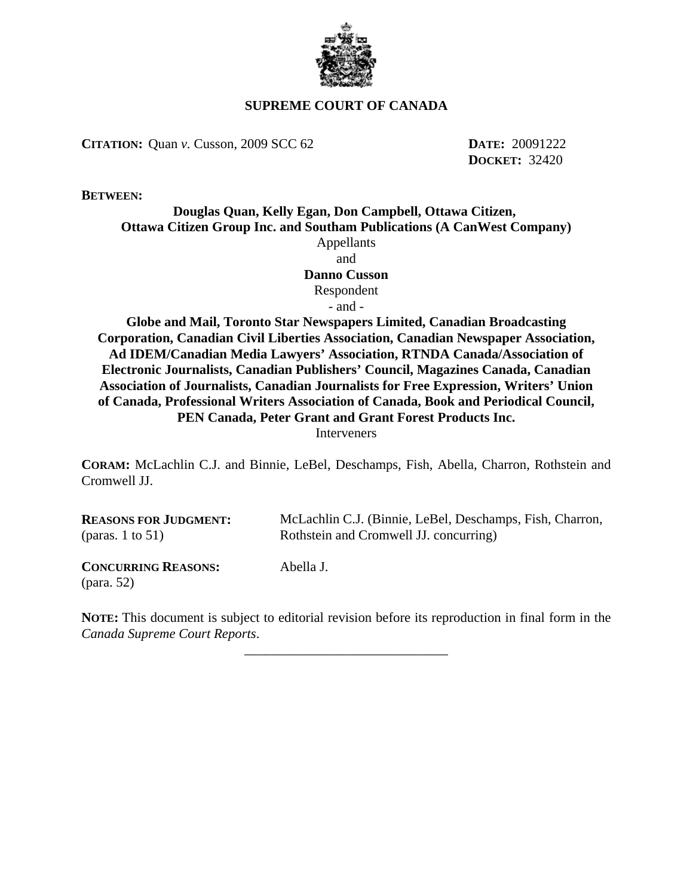**SUPREME COURT OF CANADA**

**CITATION:** Quan *v.* Cusson, 2009 SCC 62

**DATE:** 20091222
**DOCKET:** 32420

**BETWEEN:**

**Douglas Quan, Kelly Egan, Don Campbell, Ottawa Citizen, Ottawa Citizen Group Inc. and Southam Publications (A CanWest Company)**
Appellants
and
**Danno Cusson**
Respondent
\- and -
**Globe and Mail, Toronto Star Newspapers Limited, Canadian Broadcasting Corporation, Canadian Civil Liberties Association, Canadian Newspaper Association, Ad IDEM/Canadian Media Lawyers' Association, RTNDA Canada/Association of Electronic Journalists, Canadian Publishers' Council, Magazines Canada, Canadian Association of Journalists, Canadian Journalists for Free Expression, Writers' Union of Canada, Professional Writers Association of Canada, Book and Periodical Council, PEN Canada, Peter Grant and Grant Forest Products Inc.**
Interveners

**CORAM:** McLachlin C.J. and Binnie, LeBel, Deschamps, Fish, Abella, Charron, Rothstein and Cromwell JJ.

**REASONS FOR JUDGMENT:** (paras. 1 to 51) — McLachlin C.J. (Binnie, LeBel, Deschamps, Fish, Charron, Rothstein and Cromwell JJ. concurring)

**CONCURRING REASONS:** (para. 52) — Abella J.

**NOTE:** This document is subject to editorial revision before its reproduction in final form in the *Canada Supreme Court Reports*.

______________________________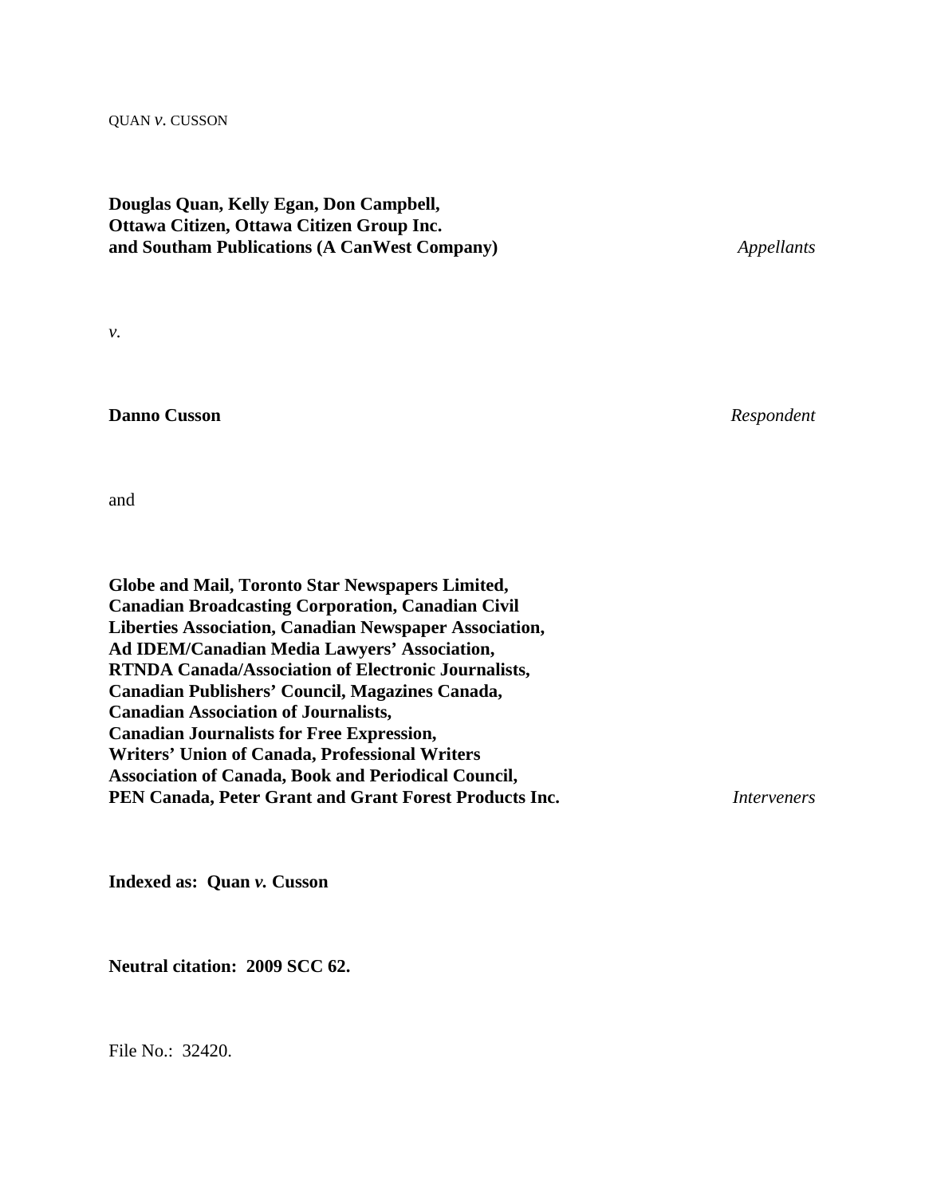QUAN *v.* CUSSON

**Douglas Quan, Kelly Egan, Don Campbell,**
**Ottawa Citizen, Ottawa Citizen Group Inc.**
**and Southam Publications (A CanWest Company)** *Appellants*

*v.*

**Danno Cusson** *Respondent*

and

**Globe and Mail, Toronto Star Newspapers Limited,**
**Canadian Broadcasting Corporation, Canadian Civil**
**Liberties Association, Canadian Newspaper Association,**
**Ad IDEM/Canadian Media Lawyers' Association,**
**RTNDA Canada/Association of Electronic Journalists,**
**Canadian Publishers' Council, Magazines Canada,**
**Canadian Association of Journalists,**
**Canadian Journalists for Free Expression,**
**Writers' Union of Canada, Professional Writers**
**Association of Canada, Book and Periodical Council,**
**PEN Canada, Peter Grant and Grant Forest Products Inc.** *Interveners*

**Indexed as: Quan *v.* Cusson**

**Neutral citation: 2009 SCC 62.**

File No.: 32420.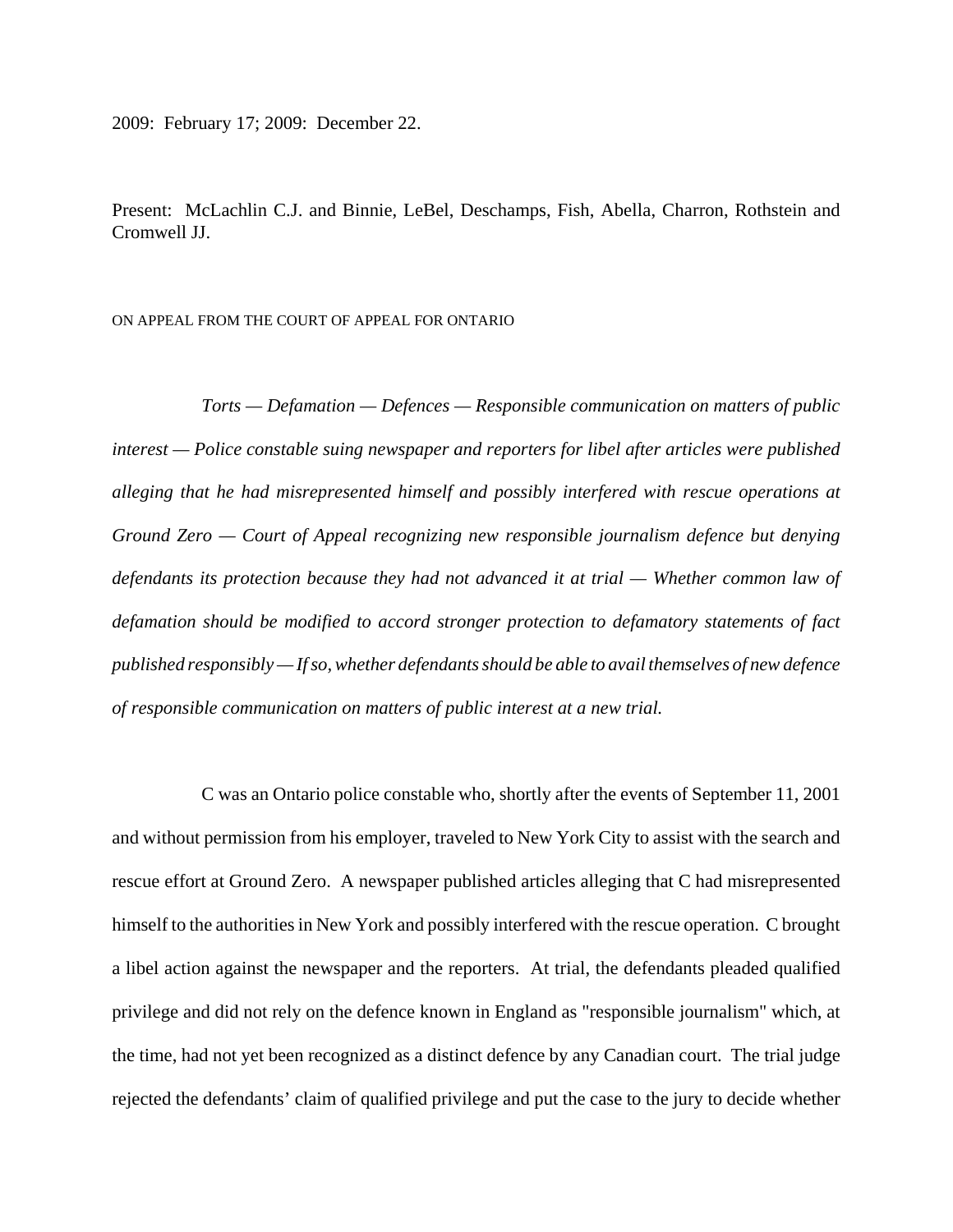2009: February 17; 2009: December 22.

Present: McLachlin C.J. and Binnie, LeBel, Deschamps, Fish, Abella, Charron, Rothstein and Cromwell JJ.

ON APPEAL FROM THE COURT OF APPEAL FOR ONTARIO

*Torts — Defamation — Defences — Responsible communication on matters of public interest — Police constable suing newspaper and reporters for libel after articles were published alleging that he had misrepresented himself and possibly interfered with rescue operations at Ground Zero — Court of Appeal recognizing new responsible journalism defence but denying defendants its protection because they had not advanced it at trial — Whether common law of defamation should be modified to accord stronger protection to defamatory statements of fact published responsibly — If so, whether defendants should be able to avail themselves of new defence of responsible communication on matters of public interest at a new trial.*

C was an Ontario police constable who, shortly after the events of September 11, 2001 and without permission from his employer, traveled to New York City to assist with the search and rescue effort at Ground Zero. A newspaper published articles alleging that C had misrepresented himself to the authorities in New York and possibly interfered with the rescue operation. C brought a libel action against the newspaper and the reporters. At trial, the defendants pleaded qualified privilege and did not rely on the defence known in England as "responsible journalism" which, at the time, had not yet been recognized as a distinct defence by any Canadian court. The trial judge rejected the defendants' claim of qualified privilege and put the case to the jury to decide whether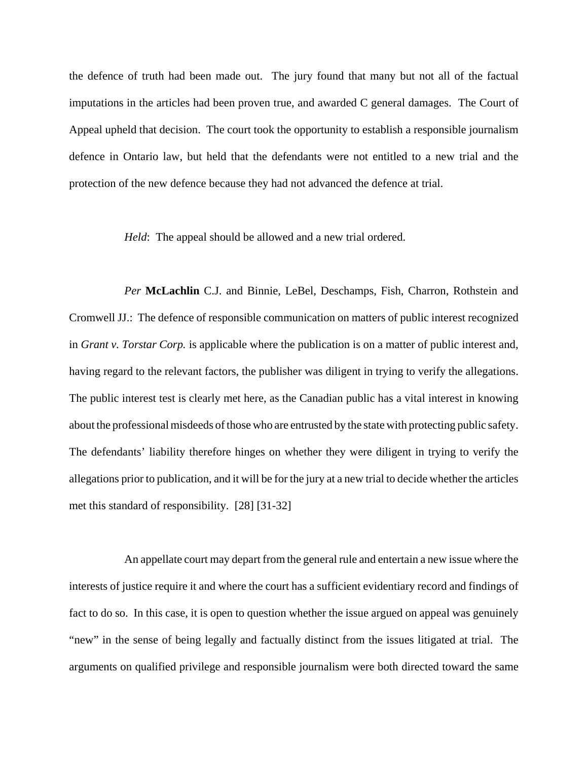the defence of truth had been made out. The jury found that many but not all of the factual imputations in the articles had been proven true, and awarded C general damages. The Court of Appeal upheld that decision. The court took the opportunity to establish a responsible journalism defence in Ontario law, but held that the defendants were not entitled to a new trial and the protection of the new defence because they had not advanced the defence at trial.

*Held*: The appeal should be allowed and a new trial ordered.

*Per* **McLachlin** C.J. and Binnie, LeBel, Deschamps, Fish, Charron, Rothstein and Cromwell JJ.: The defence of responsible communication on matters of public interest recognized in *Grant v. Torstar Corp.* is applicable where the publication is on a matter of public interest and, having regard to the relevant factors, the publisher was diligent in trying to verify the allegations. The public interest test is clearly met here, as the Canadian public has a vital interest in knowing about the professional misdeeds of those who are entrusted by the state with protecting public safety. The defendants' liability therefore hinges on whether they were diligent in trying to verify the allegations prior to publication, and it will be for the jury at a new trial to decide whether the articles met this standard of responsibility. [28] [31-32]

An appellate court may depart from the general rule and entertain a new issue where the interests of justice require it and where the court has a sufficient evidentiary record and findings of fact to do so. In this case, it is open to question whether the issue argued on appeal was genuinely "new" in the sense of being legally and factually distinct from the issues litigated at trial. The arguments on qualified privilege and responsible journalism were both directed toward the same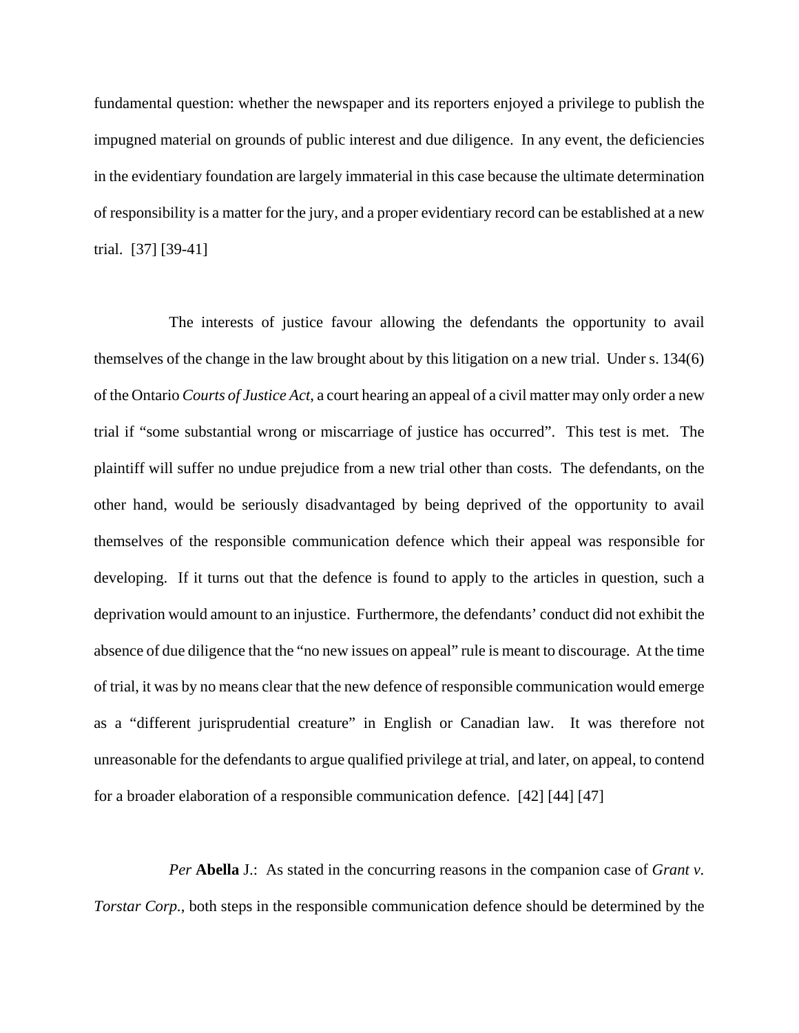fundamental question: whether the newspaper and its reporters enjoyed a privilege to publish the impugned material on grounds of public interest and due diligence. In any event, the deficiencies in the evidentiary foundation are largely immaterial in this case because the ultimate determination of responsibility is a matter for the jury, and a proper evidentiary record can be established at a new trial. [37] [39-41]

The interests of justice favour allowing the defendants the opportunity to avail themselves of the change in the law brought about by this litigation on a new trial. Under s. 134(6) of the Ontario *Courts of Justice Act*, a court hearing an appeal of a civil matter may only order a new trial if "some substantial wrong or miscarriage of justice has occurred". This test is met. The plaintiff will suffer no undue prejudice from a new trial other than costs. The defendants, on the other hand, would be seriously disadvantaged by being deprived of the opportunity to avail themselves of the responsible communication defence which their appeal was responsible for developing. If it turns out that the defence is found to apply to the articles in question, such a deprivation would amount to an injustice. Furthermore, the defendants' conduct did not exhibit the absence of due diligence that the "no new issues on appeal" rule is meant to discourage. At the time of trial, it was by no means clear that the new defence of responsible communication would emerge as a "different jurisprudential creature" in English or Canadian law. It was therefore not unreasonable for the defendants to argue qualified privilege at trial, and later, on appeal, to contend for a broader elaboration of a responsible communication defence. [42] [44] [47]

*Per* **Abella** J.: As stated in the concurring reasons in the companion case of *Grant v. Torstar Corp.*, both steps in the responsible communication defence should be determined by the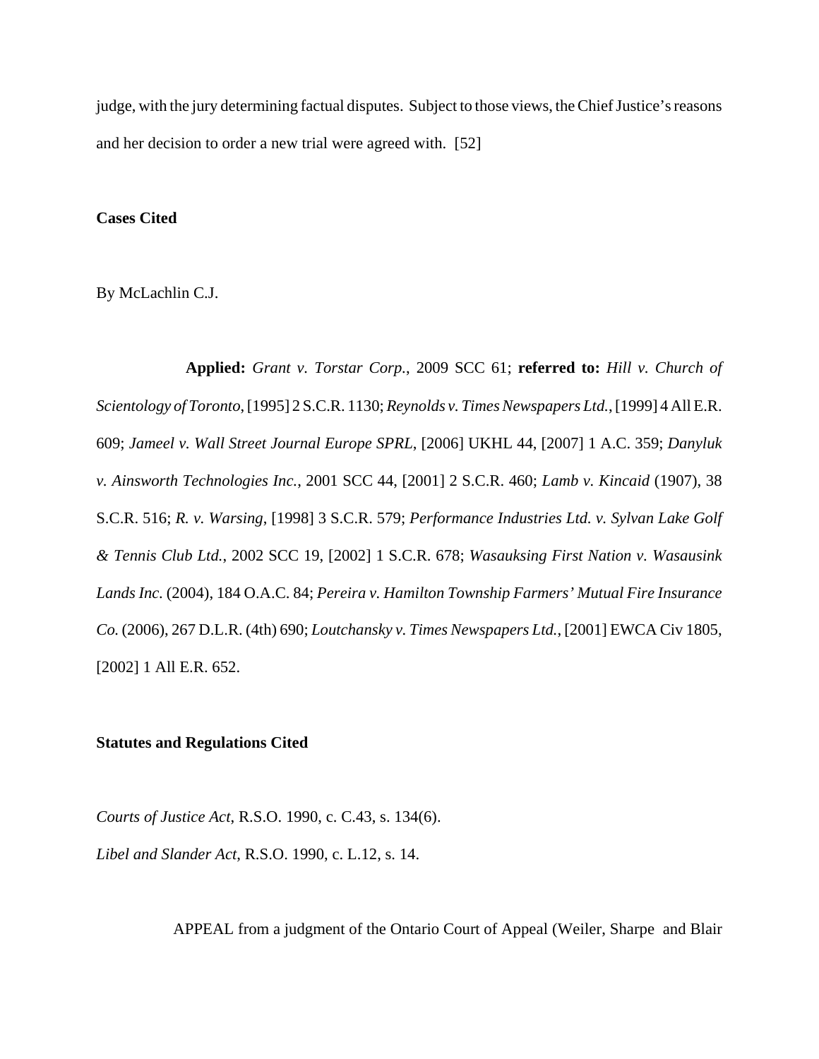judge, with the jury determining factual disputes. Subject to those views, the Chief Justice's reasons and her decision to order a new trial were agreed with. [52]

**Cases Cited**

By McLachlin C.J.

**Applied:** *Grant v. Torstar Corp.*, 2009 SCC 61; **referred to:** *Hill v. Church of Scientology of Toronto*, [1995] 2 S.C.R. 1130; *Reynolds v. Times Newspapers Ltd.*, [1999] 4 All E.R. 609; *Jameel v. Wall Street Journal Europe SPRL*, [2006] UKHL 44, [2007] 1 A.C. 359; *Danyluk v. Ainsworth Technologies Inc.*, 2001 SCC 44, [2001] 2 S.C.R. 460; *Lamb v. Kincaid* (1907), 38 S.C.R. 516; *R. v. Warsing*, [1998] 3 S.C.R. 579; *Performance Industries Ltd. v. Sylvan Lake Golf & Tennis Club Ltd.*, 2002 SCC 19, [2002] 1 S.C.R. 678; *Wasauksing First Nation v. Wasausink Lands Inc.* (2004), 184 O.A.C. 84; *Pereira v. Hamilton Township Farmers' Mutual Fire Insurance Co.* (2006), 267 D.L.R. (4th) 690; *Loutchansky v. Times Newspapers Ltd.*, [2001] EWCA Civ 1805, [2002] 1 All E.R. 652.

**Statutes and Regulations Cited**

*Courts of Justice Act*, R.S.O. 1990, c. C.43, s. 134(6).

*Libel and Slander Act*, R.S.O. 1990, c. L.12, s. 14.

APPEAL from a judgment of the Ontario Court of Appeal (Weiler, Sharpe and Blair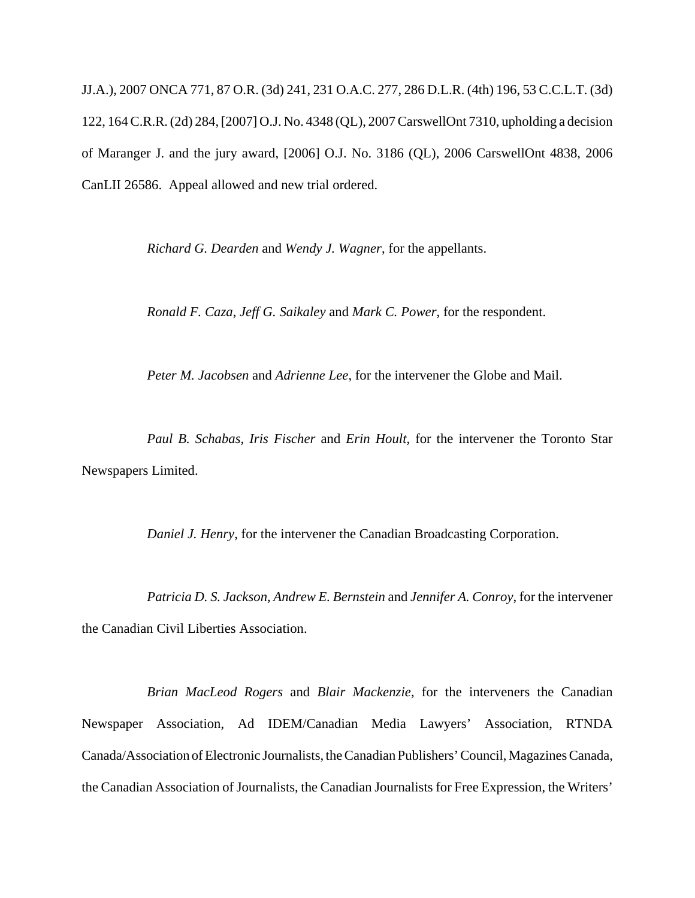JJ.A.), 2007 ONCA 771, 87 O.R. (3d) 241, 231 O.A.C. 277, 286 D.L.R. (4th) 196, 53 C.C.L.T. (3d) 122, 164 C.R.R. (2d) 284, [2007] O.J. No. 4348 (QL), 2007 CarswellOnt 7310, upholding a decision of Maranger J. and the jury award, [2006] O.J. No. 3186 (QL), 2006 CarswellOnt 4838, 2006 CanLII 26586. Appeal allowed and new trial ordered.

*Richard G. Dearden* and *Wendy J. Wagner*, for the appellants.

*Ronald F. Caza*, *Jeff G. Saikaley* and *Mark C. Power*, for the respondent.

*Peter M. Jacobsen* and *Adrienne Lee*, for the intervener the Globe and Mail.

*Paul B. Schabas*, *Iris Fischer* and *Erin Hoult*, for the intervener the Toronto Star Newspapers Limited.

*Daniel J. Henry*, for the intervener the Canadian Broadcasting Corporation.

*Patricia D. S. Jackson*, *Andrew E. Bernstein* and *Jennifer A. Conroy*, for the intervener the Canadian Civil Liberties Association.

*Brian MacLeod Rogers* and *Blair Mackenzie*, for the interveners the Canadian Newspaper Association, Ad IDEM/Canadian Media Lawyers' Association, RTNDA Canada/Association of Electronic Journalists, the Canadian Publishers' Council, Magazines Canada, the Canadian Association of Journalists, the Canadian Journalists for Free Expression, the Writers'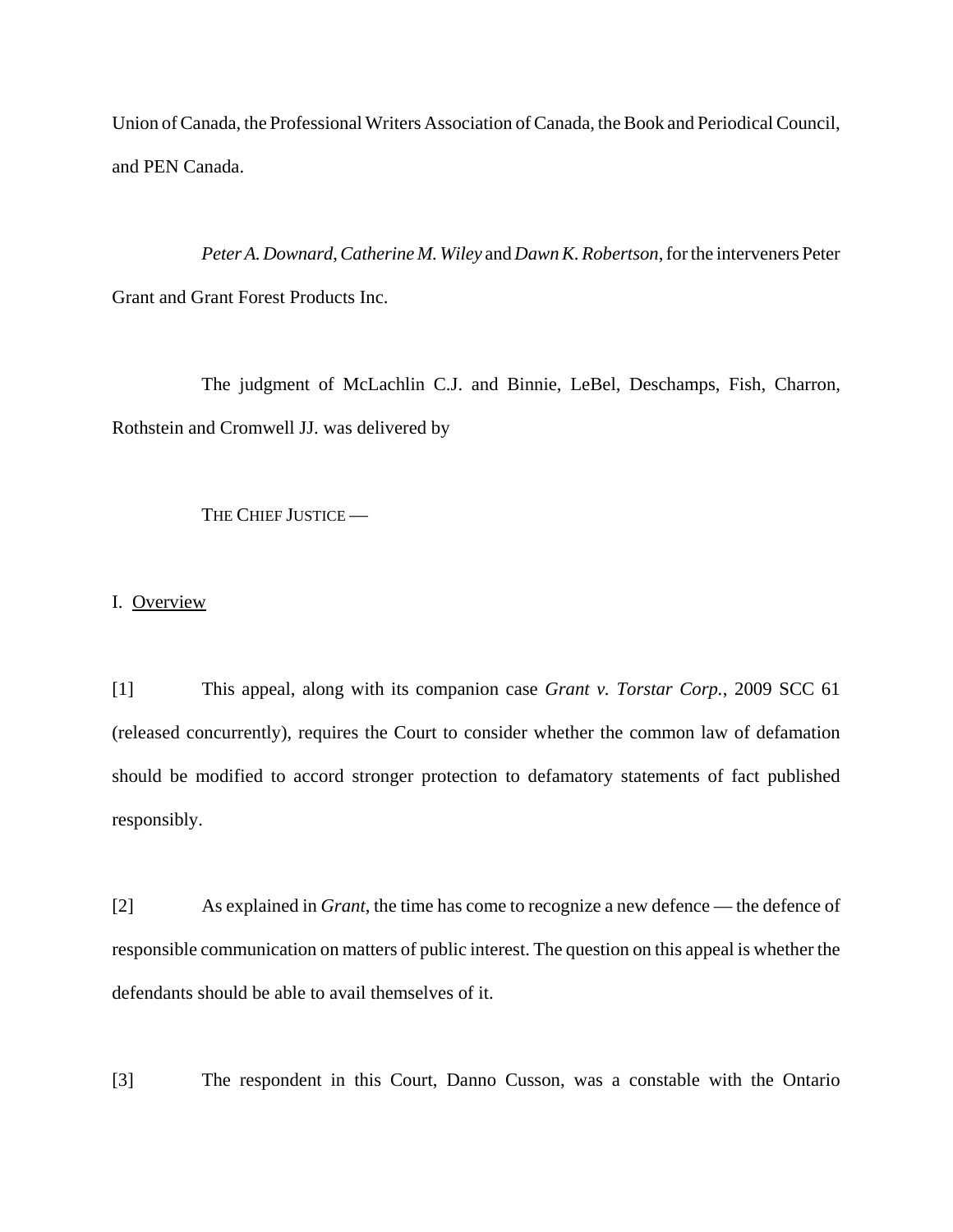Union of Canada, the Professional Writers Association of Canada, the Book and Periodical Council, and PEN Canada.

*Peter A. Downard*, *Catherine M. Wiley* and *Dawn K. Robertson*, for the interveners Peter Grant and Grant Forest Products Inc.

The judgment of McLachlin C.J. and Binnie, LeBel, Deschamps, Fish, Charron, Rothstein and Cromwell JJ. was delivered by

THE CHIEF JUSTICE —

I. Overview

[1] This appeal, along with its companion case *Grant v. Torstar Corp.*, 2009 SCC 61 (released concurrently), requires the Court to consider whether the common law of defamation should be modified to accord stronger protection to defamatory statements of fact published responsibly.

[2] As explained in *Grant*, the time has come to recognize a new defence — the defence of responsible communication on matters of public interest. The question on this appeal is whether the defendants should be able to avail themselves of it.

[3] The respondent in this Court, Danno Cusson, was a constable with the Ontario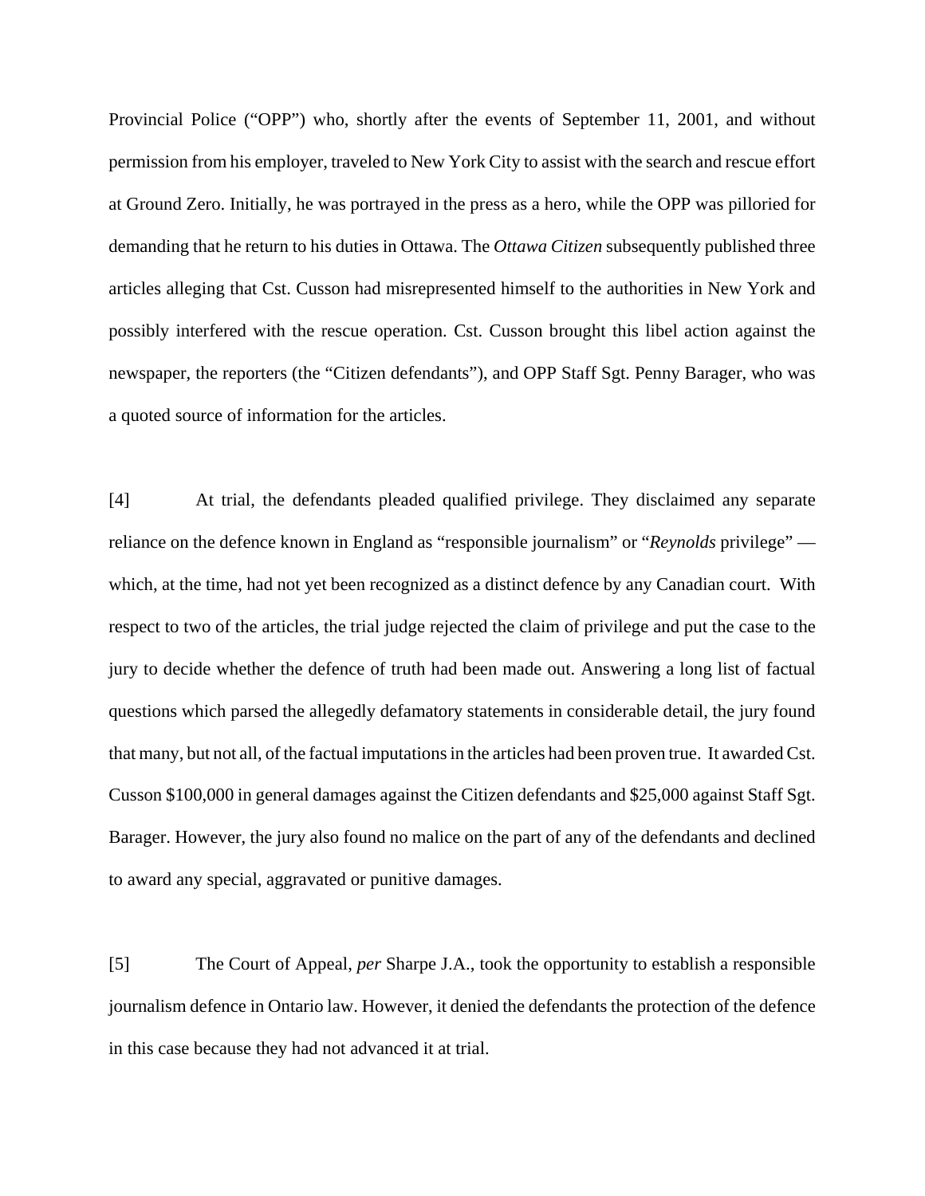Provincial Police ("OPP") who, shortly after the events of September 11, 2001, and without permission from his employer, traveled to New York City to assist with the search and rescue effort at Ground Zero. Initially, he was portrayed in the press as a hero, while the OPP was pilloried for demanding that he return to his duties in Ottawa. The *Ottawa Citizen* subsequently published three articles alleging that Cst. Cusson had misrepresented himself to the authorities in New York and possibly interfered with the rescue operation. Cst. Cusson brought this libel action against the newspaper, the reporters (the "Citizen defendants"), and OPP Staff Sgt. Penny Barager, who was a quoted source of information for the articles.

[4] At trial, the defendants pleaded qualified privilege. They disclaimed any separate reliance on the defence known in England as "responsible journalism" or "*Reynolds* privilege" — which, at the time, had not yet been recognized as a distinct defence by any Canadian court. With respect to two of the articles, the trial judge rejected the claim of privilege and put the case to the jury to decide whether the defence of truth had been made out. Answering a long list of factual questions which parsed the allegedly defamatory statements in considerable detail, the jury found that many, but not all, of the factual imputations in the articles had been proven true. It awarded Cst. Cusson $100,000 in general damages against the Citizen defendants and $25,000 against Staff Sgt. Barager. However, the jury also found no malice on the part of any of the defendants and declined to award any special, aggravated or punitive damages.

[5] The Court of Appeal, *per* Sharpe J.A., took the opportunity to establish a responsible journalism defence in Ontario law. However, it denied the defendants the protection of the defence in this case because they had not advanced it at trial.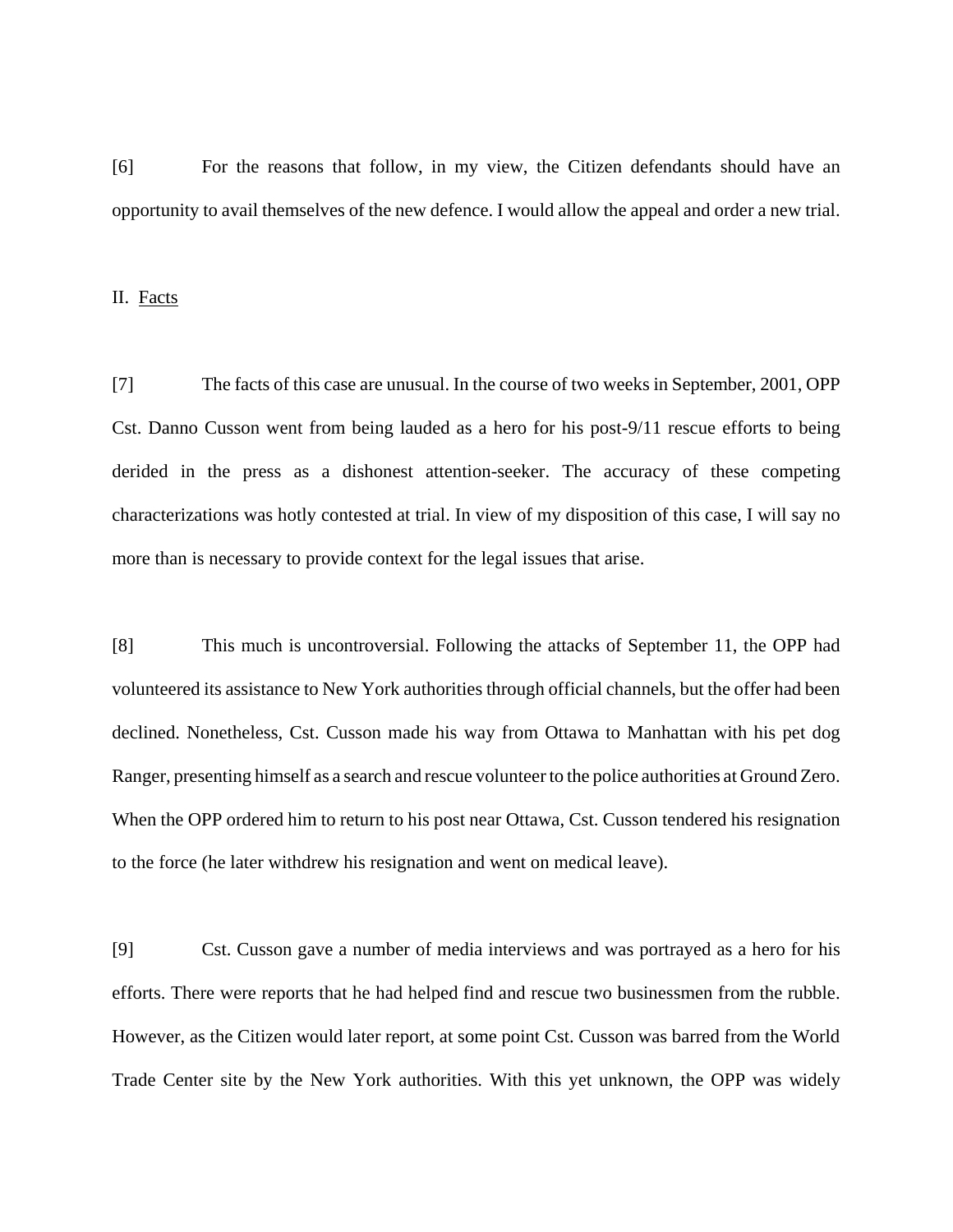[6] For the reasons that follow, in my view, the Citizen defendants should have an opportunity to avail themselves of the new defence. I would allow the appeal and order a new trial.

## II. Facts

[7] The facts of this case are unusual. In the course of two weeks in September, 2001, OPP Cst. Danno Cusson went from being lauded as a hero for his post-9/11 rescue efforts to being derided in the press as a dishonest attention-seeker. The accuracy of these competing characterizations was hotly contested at trial. In view of my disposition of this case, I will say no more than is necessary to provide context for the legal issues that arise.

[8] This much is uncontroversial. Following the attacks of September 11, the OPP had volunteered its assistance to New York authorities through official channels, but the offer had been declined. Nonetheless, Cst. Cusson made his way from Ottawa to Manhattan with his pet dog Ranger, presenting himself as a search and rescue volunteer to the police authorities at Ground Zero. When the OPP ordered him to return to his post near Ottawa, Cst. Cusson tendered his resignation to the force (he later withdrew his resignation and went on medical leave).

[9] Cst. Cusson gave a number of media interviews and was portrayed as a hero for his efforts. There were reports that he had helped find and rescue two businessmen from the rubble. However, as the Citizen would later report, at some point Cst. Cusson was barred from the World Trade Center site by the New York authorities. With this yet unknown, the OPP was widely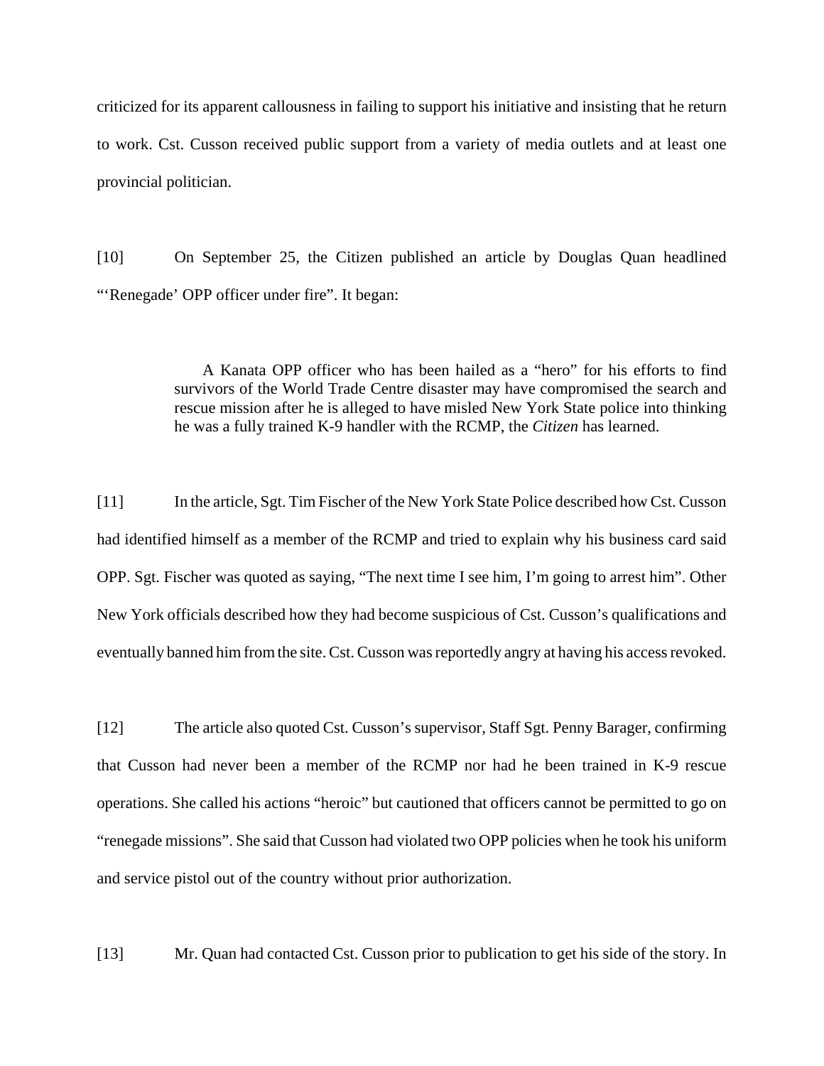criticized for its apparent callousness in failing to support his initiative and insisting that he return to work. Cst. Cusson received public support from a variety of media outlets and at least one provincial politician.

[10] On September 25, the Citizen published an article by Douglas Quan headlined "'Renegade' OPP officer under fire". It began:

> A Kanata OPP officer who has been hailed as a "hero" for his efforts to find survivors of the World Trade Centre disaster may have compromised the search and rescue mission after he is alleged to have misled New York State police into thinking he was a fully trained K-9 handler with the RCMP, the *Citizen* has learned.

[11] In the article, Sgt. Tim Fischer of the New York State Police described how Cst. Cusson had identified himself as a member of the RCMP and tried to explain why his business card said OPP. Sgt. Fischer was quoted as saying, "The next time I see him, I'm going to arrest him". Other New York officials described how they had become suspicious of Cst. Cusson's qualifications and eventually banned him from the site. Cst. Cusson was reportedly angry at having his access revoked.

[12] The article also quoted Cst. Cusson's supervisor, Staff Sgt. Penny Barager, confirming that Cusson had never been a member of the RCMP nor had he been trained in K-9 rescue operations. She called his actions "heroic" but cautioned that officers cannot be permitted to go on "renegade missions". She said that Cusson had violated two OPP policies when he took his uniform and service pistol out of the country without prior authorization.

[13] Mr. Quan had contacted Cst. Cusson prior to publication to get his side of the story. In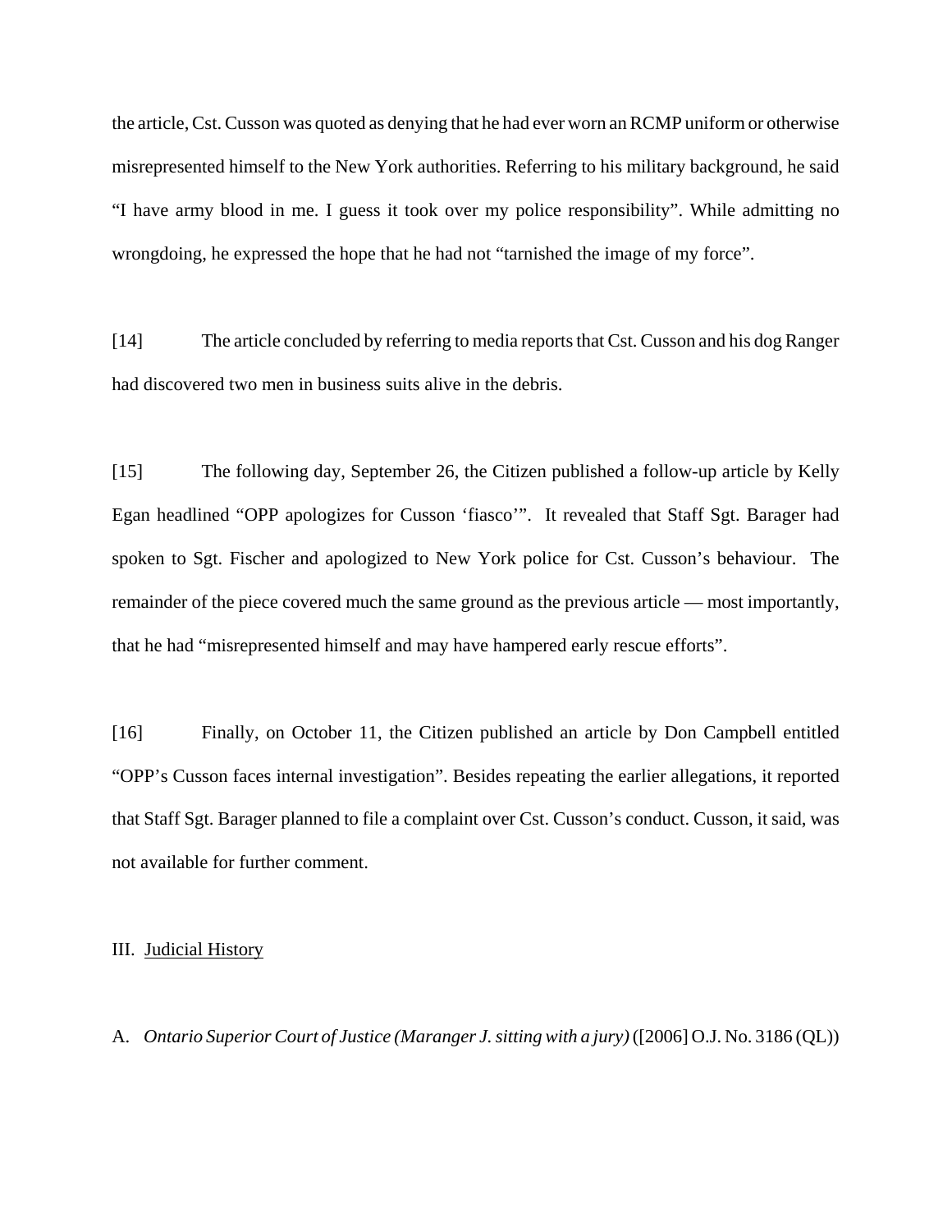the article, Cst. Cusson was quoted as denying that he had ever worn an RCMP uniform or otherwise misrepresented himself to the New York authorities. Referring to his military background, he said “I have army blood in me. I guess it took over my police responsibility”. While admitting no wrongdoing, he expressed the hope that he had not “tarnished the image of my force”.

[14] The article concluded by referring to media reports that Cst. Cusson and his dog Ranger had discovered two men in business suits alive in the debris.

[15] The following day, September 26, the Citizen published a follow-up article by Kelly Egan headlined “OPP apologizes for Cusson ‘fiasco’”. It revealed that Staff Sgt. Barager had spoken to Sgt. Fischer and apologized to New York police for Cst. Cusson’s behaviour. The remainder of the piece covered much the same ground as the previous article — most importantly, that he had “misrepresented himself and may have hampered early rescue efforts”.

[16] Finally, on October 11, the Citizen published an article by Don Campbell entitled “OPP’s Cusson faces internal investigation”. Besides repeating the earlier allegations, it reported that Staff Sgt. Barager planned to file a complaint over Cst. Cusson’s conduct. Cusson, it said, was not available for further comment.

## III. Judicial History

### A. *Ontario Superior Court of Justice (Maranger J. sitting with a jury)* ([2006] O.J. No. 3186 (QL))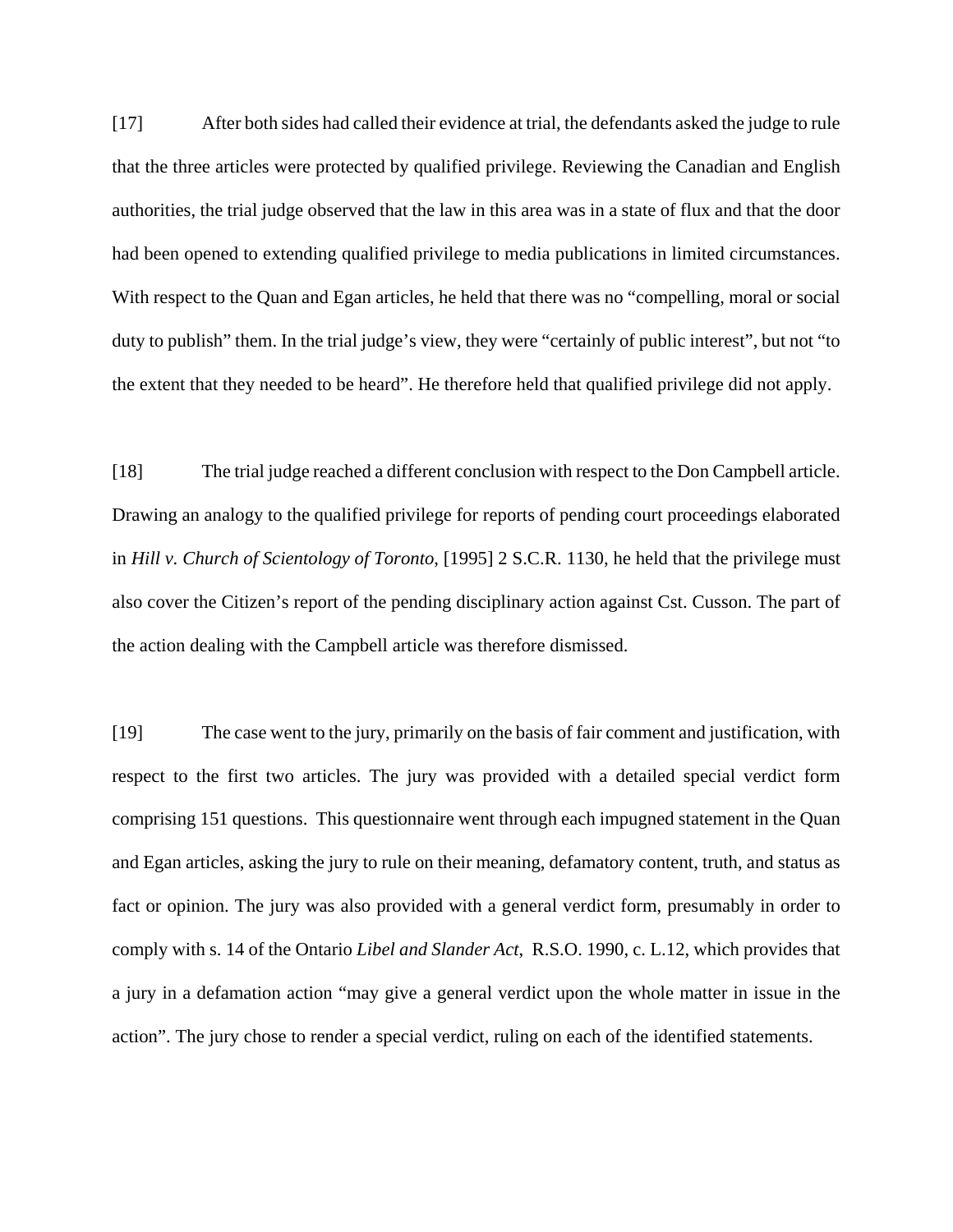[17] After both sides had called their evidence at trial, the defendants asked the judge to rule that the three articles were protected by qualified privilege. Reviewing the Canadian and English authorities, the trial judge observed that the law in this area was in a state of flux and that the door had been opened to extending qualified privilege to media publications in limited circumstances. With respect to the Quan and Egan articles, he held that there was no "compelling, moral or social duty to publish" them. In the trial judge's view, they were "certainly of public interest", but not "to the extent that they needed to be heard". He therefore held that qualified privilege did not apply.

[18] The trial judge reached a different conclusion with respect to the Don Campbell article. Drawing an analogy to the qualified privilege for reports of pending court proceedings elaborated in *Hill v. Church of Scientology of Toronto*, [1995] 2 S.C.R. 1130, he held that the privilege must also cover the Citizen's report of the pending disciplinary action against Cst. Cusson. The part of the action dealing with the Campbell article was therefore dismissed.

[19] The case went to the jury, primarily on the basis of fair comment and justification, with respect to the first two articles. The jury was provided with a detailed special verdict form comprising 151 questions. This questionnaire went through each impugned statement in the Quan and Egan articles, asking the jury to rule on their meaning, defamatory content, truth, and status as fact or opinion. The jury was also provided with a general verdict form, presumably in order to comply with s. 14 of the Ontario *Libel and Slander Act*, R.S.O. 1990, c. L.12, which provides that a jury in a defamation action "may give a general verdict upon the whole matter in issue in the action". The jury chose to render a special verdict, ruling on each of the identified statements.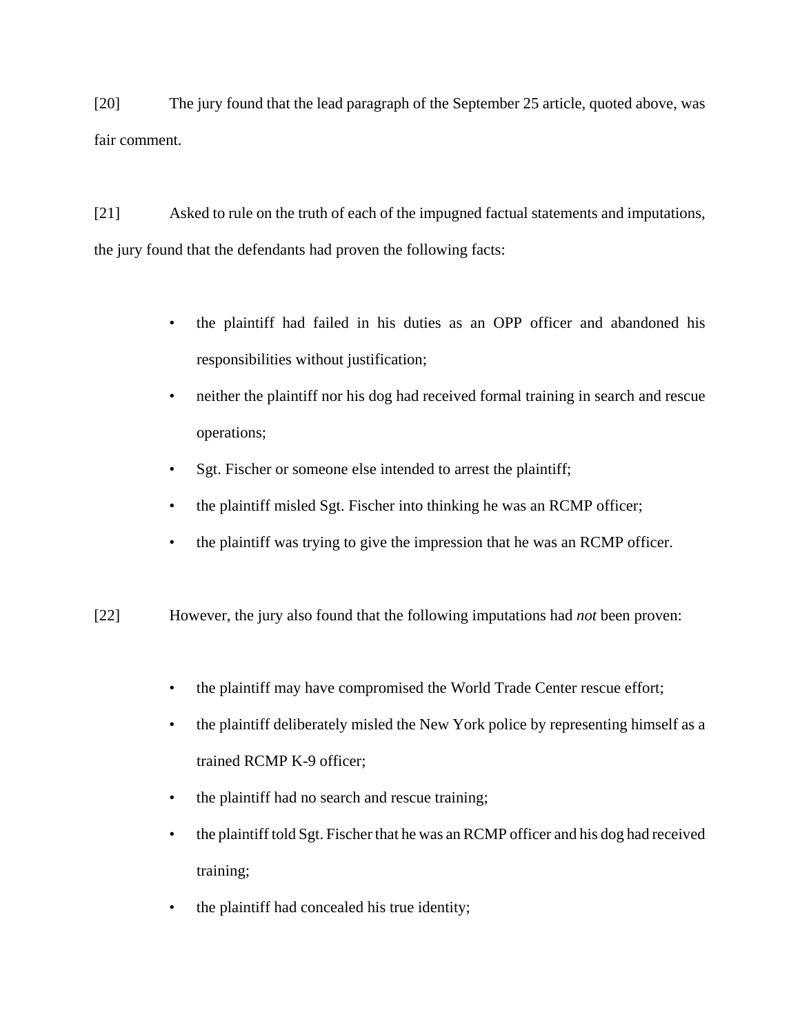[20] The jury found that the lead paragraph of the September 25 article, quoted above, was fair comment.

[21] Asked to rule on the truth of each of the impugned factual statements and imputations, the jury found that the defendants had proven the following facts:

- the plaintiff had failed in his duties as an OPP officer and abandoned his responsibilities without justification;
- neither the plaintiff nor his dog had received formal training in search and rescue operations;
- Sgt. Fischer or someone else intended to arrest the plaintiff;
- the plaintiff misled Sgt. Fischer into thinking he was an RCMP officer;
- the plaintiff was trying to give the impression that he was an RCMP officer.

[22] However, the jury also found that the following imputations had *not* been proven:

- the plaintiff may have compromised the World Trade Center rescue effort;
- the plaintiff deliberately misled the New York police by representing himself as a trained RCMP K-9 officer;
- the plaintiff had no search and rescue training;
- the plaintiff told Sgt. Fischer that he was an RCMP officer and his dog had received training;
- the plaintiff had concealed his true identity;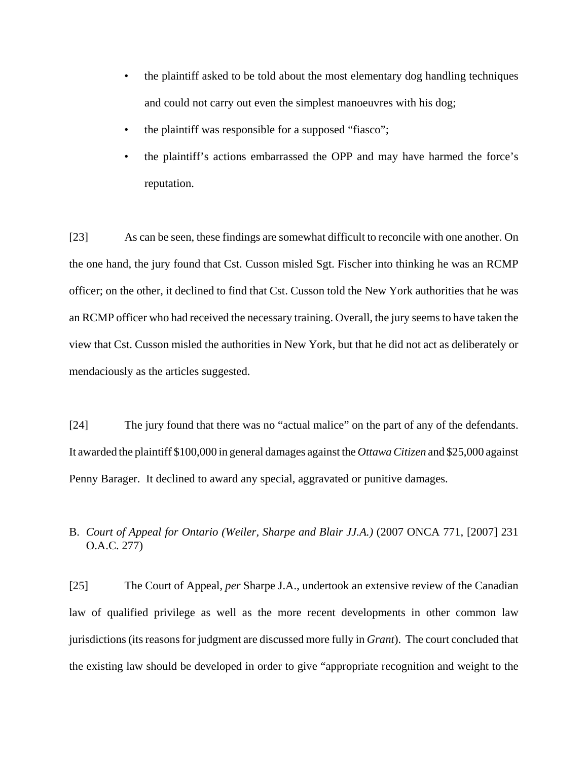- the plaintiff asked to be told about the most elementary dog handling techniques and could not carry out even the simplest manoeuvres with his dog;
- the plaintiff was responsible for a supposed "fiasco";
- the plaintiff's actions embarrassed the OPP and may have harmed the force's reputation.

[23] As can be seen, these findings are somewhat difficult to reconcile with one another. On the one hand, the jury found that Cst. Cusson misled Sgt. Fischer into thinking he was an RCMP officer; on the other, it declined to find that Cst. Cusson told the New York authorities that he was an RCMP officer who had received the necessary training. Overall, the jury seems to have taken the view that Cst. Cusson misled the authorities in New York, but that he did not act as deliberately or mendaciously as the articles suggested.

[24] The jury found that there was no "actual malice" on the part of any of the defendants. It awarded the plaintiff $100,000 in general damages against the *Ottawa Citizen* and $25,000 against Penny Barager. It declined to award any special, aggravated or punitive damages.

B. *Court of Appeal for Ontario (Weiler, Sharpe and Blair JJ.A.)* (2007 ONCA 771, [2007] 231 O.A.C. 277)

[25] The Court of Appeal, *per* Sharpe J.A., undertook an extensive review of the Canadian law of qualified privilege as well as the more recent developments in other common law jurisdictions (its reasons for judgment are discussed more fully in *Grant*). The court concluded that the existing law should be developed in order to give "appropriate recognition and weight to the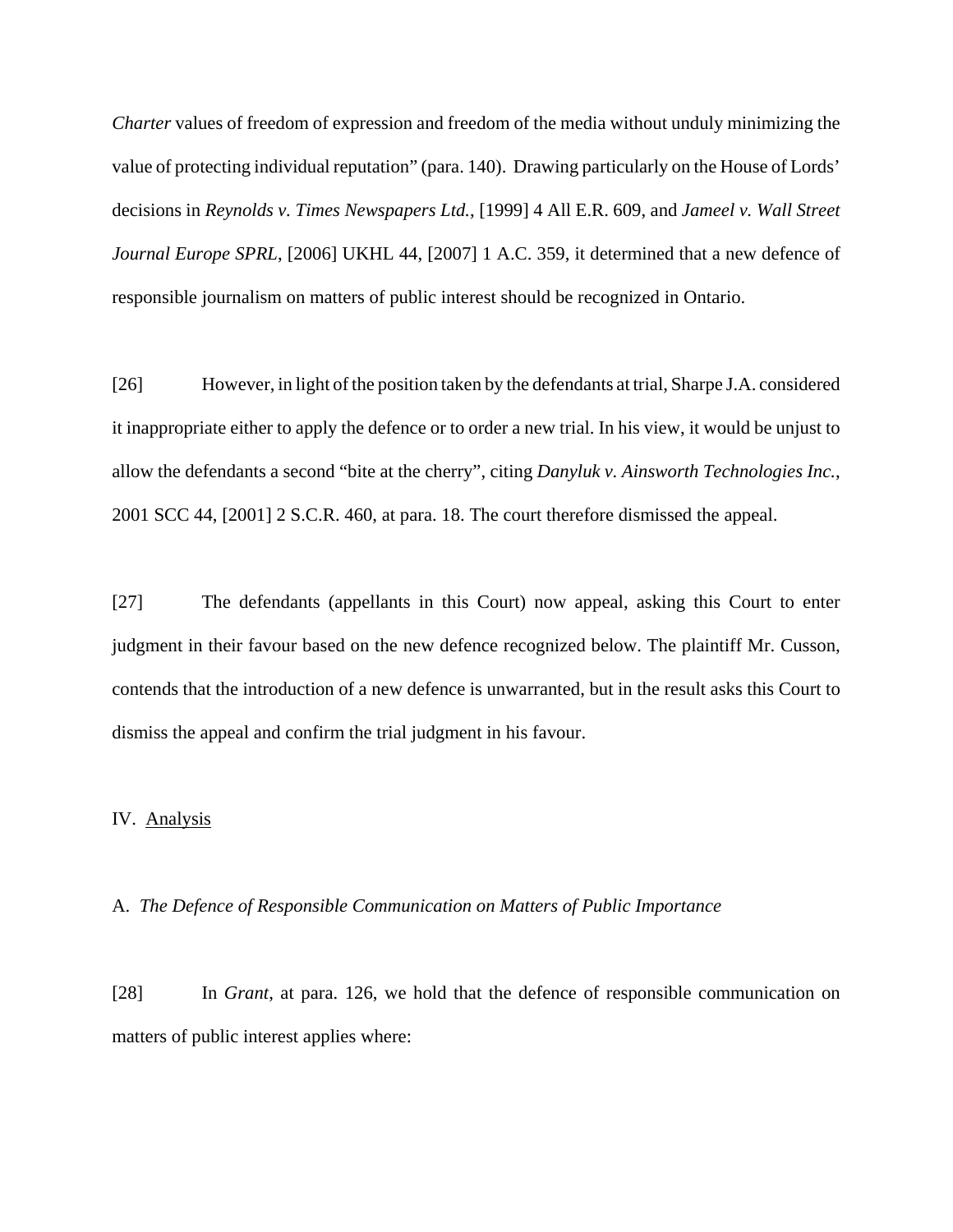*Charter* values of freedom of expression and freedom of the media without unduly minimizing the value of protecting individual reputation" (para. 140). Drawing particularly on the House of Lords' decisions in *Reynolds v. Times Newspapers Ltd.*, [1999] 4 All E.R. 609, and *Jameel v. Wall Street Journal Europe SPRL*, [2006] UKHL 44, [2007] 1 A.C. 359, it determined that a new defence of responsible journalism on matters of public interest should be recognized in Ontario.

[26] However, in light of the position taken by the defendants at trial, Sharpe J.A. considered it inappropriate either to apply the defence or to order a new trial. In his view, it would be unjust to allow the defendants a second "bite at the cherry", citing *Danyluk v. Ainsworth Technologies Inc.*, 2001 SCC 44, [2001] 2 S.C.R. 460, at para. 18. The court therefore dismissed the appeal.

[27] The defendants (appellants in this Court) now appeal, asking this Court to enter judgment in their favour based on the new defence recognized below. The plaintiff Mr. Cusson, contends that the introduction of a new defence is unwarranted, but in the result asks this Court to dismiss the appeal and confirm the trial judgment in his favour.

## IV. Analysis

### A. *The Defence of Responsible Communication on Matters of Public Importance*

[28] In *Grant*, at para. 126, we hold that the defence of responsible communication on matters of public interest applies where: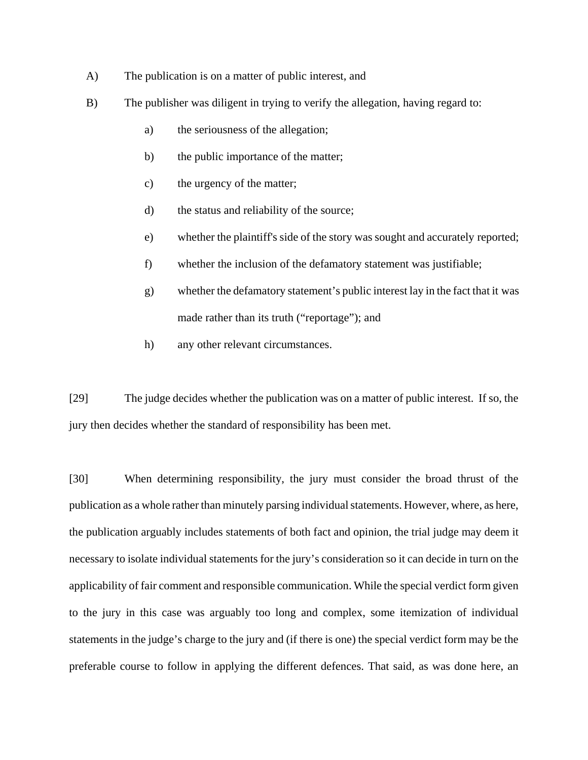A) The publication is on a matter of public interest, and

B) The publisher was diligent in trying to verify the allegation, having regard to:

   a) the seriousness of the allegation;

   b) the public importance of the matter;

   c) the urgency of the matter;

   d) the status and reliability of the source;

   e) whether the plaintiff's side of the story was sought and accurately reported;

   f) whether the inclusion of the defamatory statement was justifiable;

   g) whether the defamatory statement's public interest lay in the fact that it was made rather than its truth ("reportage"); and

   h) any other relevant circumstances.

[29] The judge decides whether the publication was on a matter of public interest. If so, the jury then decides whether the standard of responsibility has been met.

[30] When determining responsibility, the jury must consider the broad thrust of the publication as a whole rather than minutely parsing individual statements. However, where, as here, the publication arguably includes statements of both fact and opinion, the trial judge may deem it necessary to isolate individual statements for the jury's consideration so it can decide in turn on the applicability of fair comment and responsible communication. While the special verdict form given to the jury in this case was arguably too long and complex, some itemization of individual statements in the judge's charge to the jury and (if there is one) the special verdict form may be the preferable course to follow in applying the different defences. That said, as was done here, an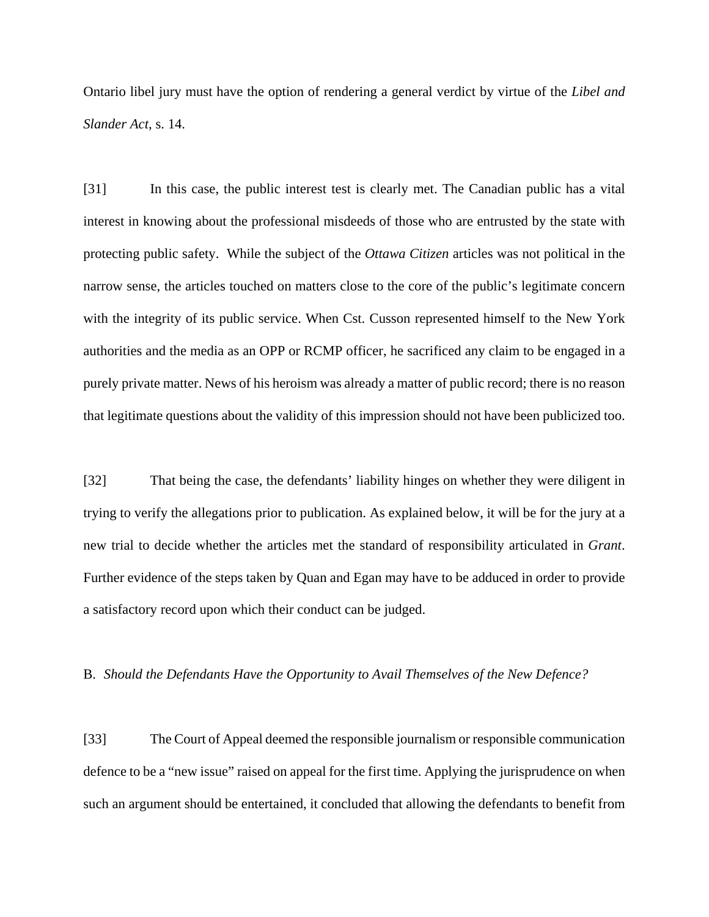Ontario libel jury must have the option of rendering a general verdict by virtue of the *Libel and Slander Act*, s. 14.

[31] In this case, the public interest test is clearly met. The Canadian public has a vital interest in knowing about the professional misdeeds of those who are entrusted by the state with protecting public safety. While the subject of the *Ottawa Citizen* articles was not political in the narrow sense, the articles touched on matters close to the core of the public's legitimate concern with the integrity of its public service. When Cst. Cusson represented himself to the New York authorities and the media as an OPP or RCMP officer, he sacrificed any claim to be engaged in a purely private matter. News of his heroism was already a matter of public record; there is no reason that legitimate questions about the validity of this impression should not have been publicized too.

[32] That being the case, the defendants' liability hinges on whether they were diligent in trying to verify the allegations prior to publication. As explained below, it will be for the jury at a new trial to decide whether the articles met the standard of responsibility articulated in *Grant*. Further evidence of the steps taken by Quan and Egan may have to be adduced in order to provide a satisfactory record upon which their conduct can be judged.

B. *Should the Defendants Have the Opportunity to Avail Themselves of the New Defence?*

[33] The Court of Appeal deemed the responsible journalism or responsible communication defence to be a "new issue" raised on appeal for the first time. Applying the jurisprudence on when such an argument should be entertained, it concluded that allowing the defendants to benefit from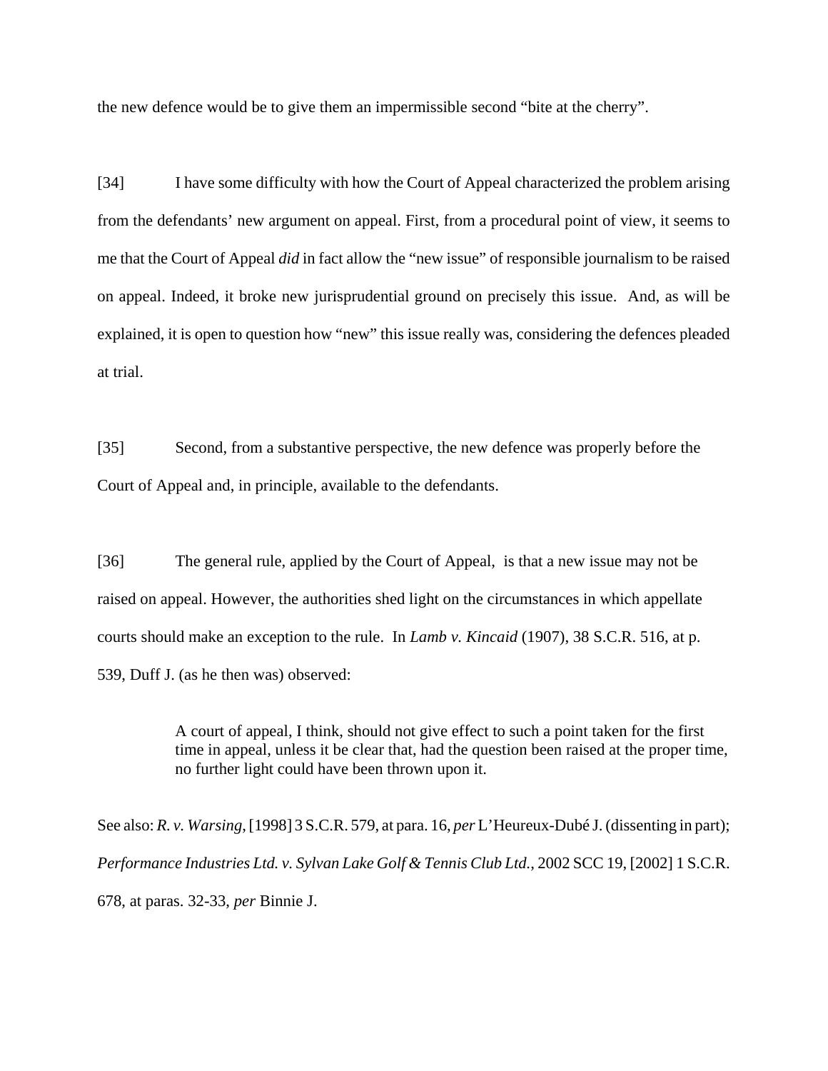the new defence would be to give them an impermissible second "bite at the cherry".

[34] I have some difficulty with how the Court of Appeal characterized the problem arising from the defendants' new argument on appeal. First, from a procedural point of view, it seems to me that the Court of Appeal *did* in fact allow the "new issue" of responsible journalism to be raised on appeal. Indeed, it broke new jurisprudential ground on precisely this issue. And, as will be explained, it is open to question how "new" this issue really was, considering the defences pleaded at trial.

[35] Second, from a substantive perspective, the new defence was properly before the Court of Appeal and, in principle, available to the defendants.

[36] The general rule, applied by the Court of Appeal, is that a new issue may not be raised on appeal. However, the authorities shed light on the circumstances in which appellate courts should make an exception to the rule. In *Lamb v. Kincaid* (1907), 38 S.C.R. 516, at p. 539, Duff J. (as he then was) observed:

> A court of appeal, I think, should not give effect to such a point taken for the first time in appeal, unless it be clear that, had the question been raised at the proper time, no further light could have been thrown upon it.

See also: *R. v. Warsing*, [1998] 3 S.C.R. 579, at para. 16, *per* L'Heureux-Dubé J. (dissenting in part); *Performance Industries Ltd. v. Sylvan Lake Golf & Tennis Club Ltd.*, 2002 SCC 19, [2002] 1 S.C.R. 678, at paras. 32-33, *per* Binnie J.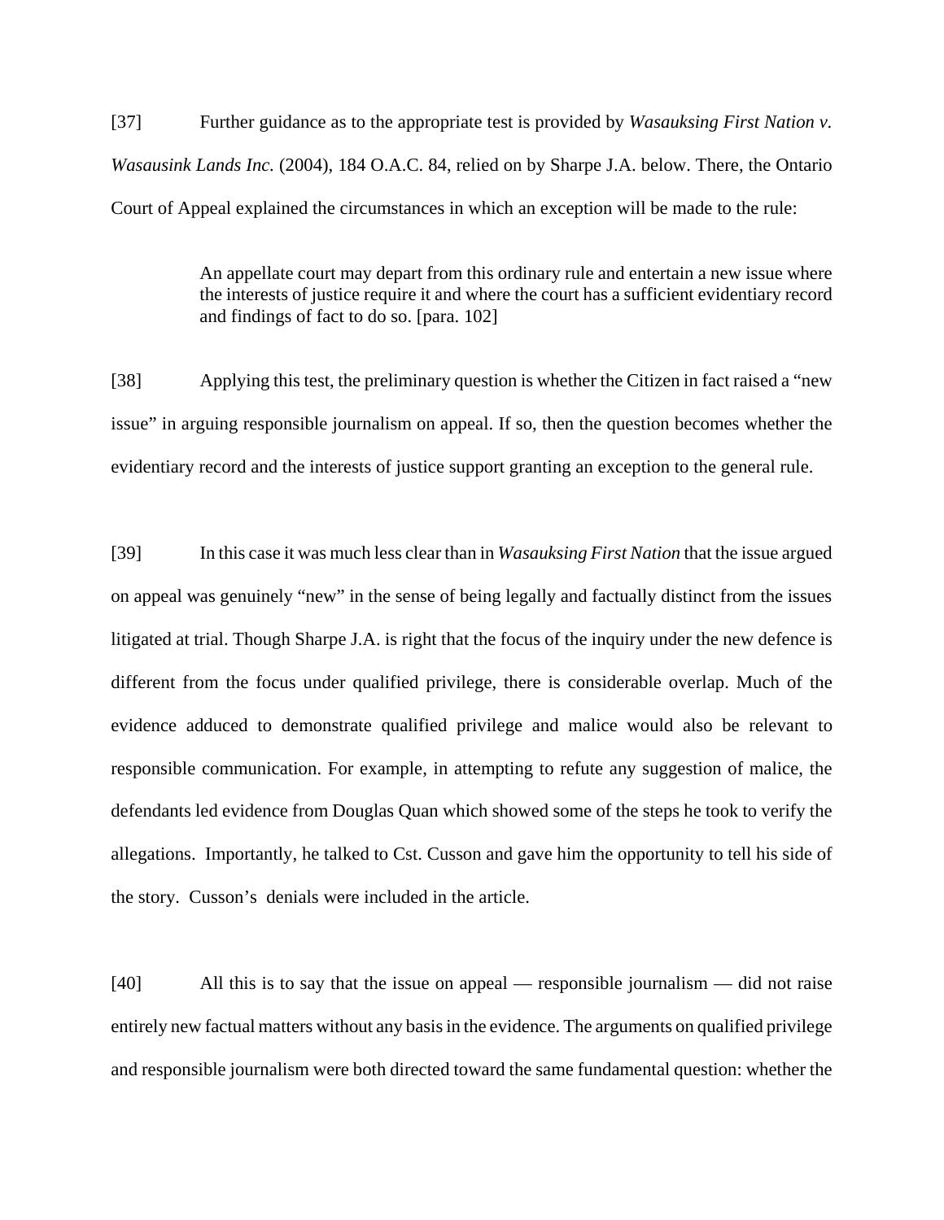[37] Further guidance as to the appropriate test is provided by *Wasauksing First Nation v. Wasausink Lands Inc.* (2004), 184 O.A.C. 84, relied on by Sharpe J.A. below. There, the Ontario Court of Appeal explained the circumstances in which an exception will be made to the rule:

> An appellate court may depart from this ordinary rule and entertain a new issue where the interests of justice require it and where the court has a sufficient evidentiary record and findings of fact to do so. [para. 102]

[38] Applying this test, the preliminary question is whether the Citizen in fact raised a "new issue" in arguing responsible journalism on appeal. If so, then the question becomes whether the evidentiary record and the interests of justice support granting an exception to the general rule.

[39] In this case it was much less clear than in *Wasauksing First Nation* that the issue argued on appeal was genuinely "new" in the sense of being legally and factually distinct from the issues litigated at trial. Though Sharpe J.A. is right that the focus of the inquiry under the new defence is different from the focus under qualified privilege, there is considerable overlap. Much of the evidence adduced to demonstrate qualified privilege and malice would also be relevant to responsible communication. For example, in attempting to refute any suggestion of malice, the defendants led evidence from Douglas Quan which showed some of the steps he took to verify the allegations. Importantly, he talked to Cst. Cusson and gave him the opportunity to tell his side of the story. Cusson's denials were included in the article.

[40] All this is to say that the issue on appeal — responsible journalism — did not raise entirely new factual matters without any basis in the evidence. The arguments on qualified privilege and responsible journalism were both directed toward the same fundamental question: whether the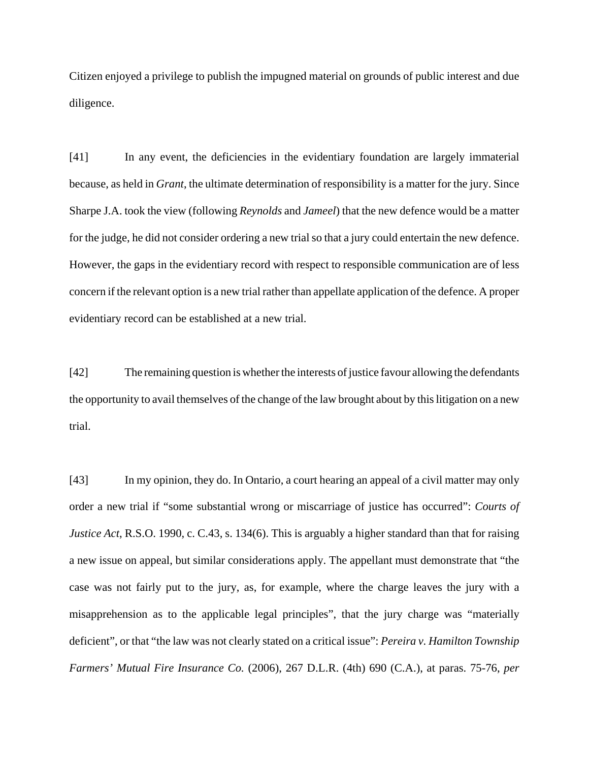Citizen enjoyed a privilege to publish the impugned material on grounds of public interest and due diligence.

[41] In any event, the deficiencies in the evidentiary foundation are largely immaterial because, as held in *Grant,* the ultimate determination of responsibility is a matter for the jury. Since Sharpe J.A. took the view (following *Reynolds* and *Jameel*) that the new defence would be a matter for the judge, he did not consider ordering a new trial so that a jury could entertain the new defence. However, the gaps in the evidentiary record with respect to responsible communication are of less concern if the relevant option is a new trial rather than appellate application of the defence. A proper evidentiary record can be established at a new trial.

[42] The remaining question is whether the interests of justice favour allowing the defendants the opportunity to avail themselves of the change of the law brought about by this litigation on a new trial.

[43] In my opinion, they do. In Ontario, a court hearing an appeal of a civil matter may only order a new trial if "some substantial wrong or miscarriage of justice has occurred": *Courts of Justice Act*, R.S.O. 1990, c. C.43, s. 134(6). This is arguably a higher standard than that for raising a new issue on appeal, but similar considerations apply. The appellant must demonstrate that "the case was not fairly put to the jury, as, for example, where the charge leaves the jury with a misapprehension as to the applicable legal principles", that the jury charge was "materially deficient", or that "the law was not clearly stated on a critical issue": *Pereira v. Hamilton Township Farmers' Mutual Fire Insurance Co.* (2006), 267 D.L.R. (4th) 690 (C.A.), at paras. 75-76, *per*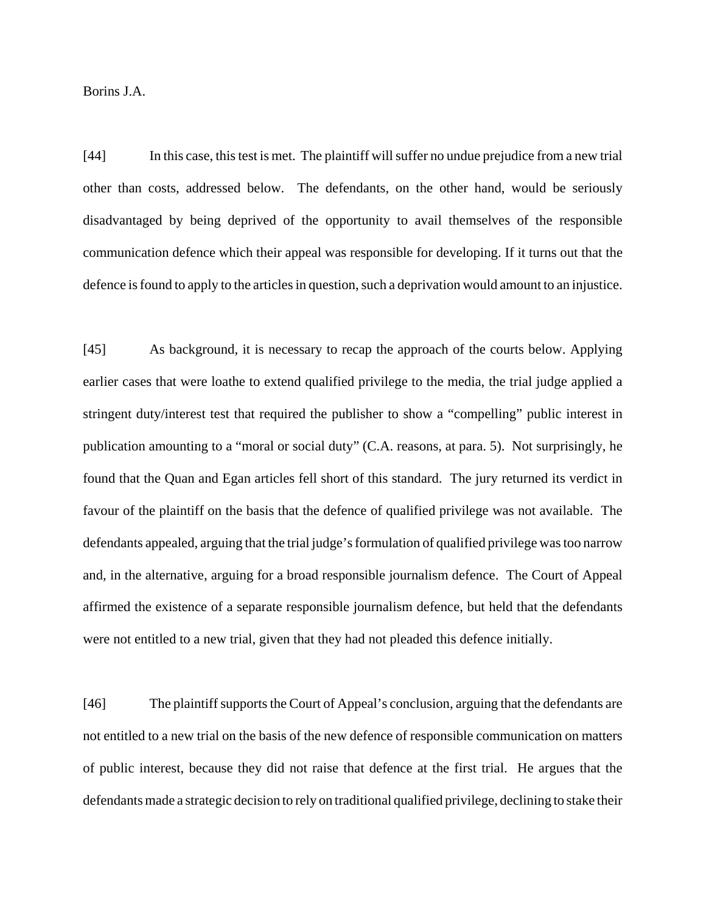Borins J.A.

[44] In this case, this test is met. The plaintiff will suffer no undue prejudice from a new trial other than costs, addressed below. The defendants, on the other hand, would be seriously disadvantaged by being deprived of the opportunity to avail themselves of the responsible communication defence which their appeal was responsible for developing. If it turns out that the defence is found to apply to the articles in question, such a deprivation would amount to an injustice.

[45] As background, it is necessary to recap the approach of the courts below. Applying earlier cases that were loathe to extend qualified privilege to the media, the trial judge applied a stringent duty/interest test that required the publisher to show a "compelling" public interest in publication amounting to a "moral or social duty" (C.A. reasons, at para. 5). Not surprisingly, he found that the Quan and Egan articles fell short of this standard. The jury returned its verdict in favour of the plaintiff on the basis that the defence of qualified privilege was not available. The defendants appealed, arguing that the trial judge's formulation of qualified privilege was too narrow and, in the alternative, arguing for a broad responsible journalism defence. The Court of Appeal affirmed the existence of a separate responsible journalism defence, but held that the defendants were not entitled to a new trial, given that they had not pleaded this defence initially.

[46] The plaintiff supports the Court of Appeal's conclusion, arguing that the defendants are not entitled to a new trial on the basis of the new defence of responsible communication on matters of public interest, because they did not raise that defence at the first trial. He argues that the defendants made a strategic decision to rely on traditional qualified privilege, declining to stake their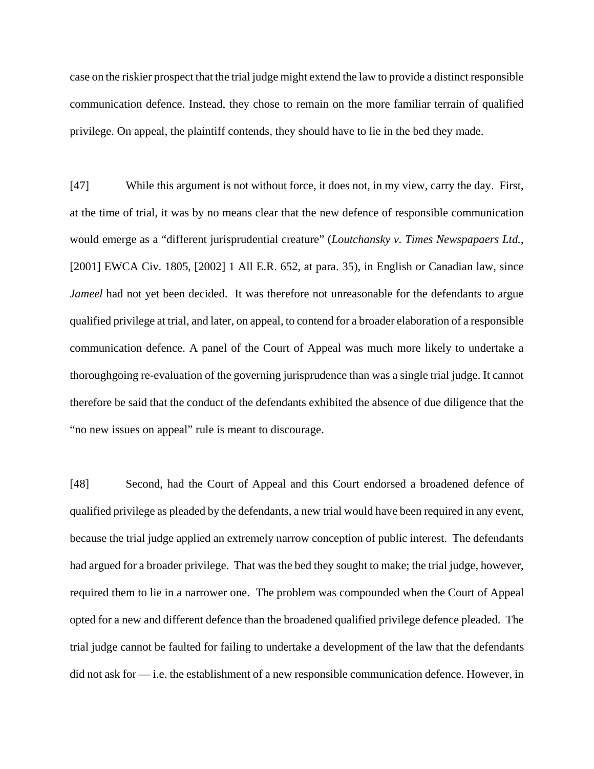case on the riskier prospect that the trial judge might extend the law to provide a distinct responsible communication defence. Instead, they chose to remain on the more familiar terrain of qualified privilege. On appeal, the plaintiff contends, they should have to lie in the bed they made.

[47] While this argument is not without force, it does not, in my view, carry the day. First, at the time of trial, it was by no means clear that the new defence of responsible communication would emerge as a "different jurisprudential creature" (*Loutchansky v. Times Newspapaers Ltd.*, [2001] EWCA Civ. 1805, [2002] 1 All E.R. 652, at para. 35), in English or Canadian law, since *Jameel* had not yet been decided. It was therefore not unreasonable for the defendants to argue qualified privilege at trial, and later, on appeal, to contend for a broader elaboration of a responsible communication defence. A panel of the Court of Appeal was much more likely to undertake a thoroughgoing re-evaluation of the governing jurisprudence than was a single trial judge. It cannot therefore be said that the conduct of the defendants exhibited the absence of due diligence that the "no new issues on appeal" rule is meant to discourage.

[48] Second, had the Court of Appeal and this Court endorsed a broadened defence of qualified privilege as pleaded by the defendants, a new trial would have been required in any event, because the trial judge applied an extremely narrow conception of public interest. The defendants had argued for a broader privilege. That was the bed they sought to make; the trial judge, however, required them to lie in a narrower one. The problem was compounded when the Court of Appeal opted for a new and different defence than the broadened qualified privilege defence pleaded. The trial judge cannot be faulted for failing to undertake a development of the law that the defendants did not ask for — i.e. the establishment of a new responsible communication defence. However, in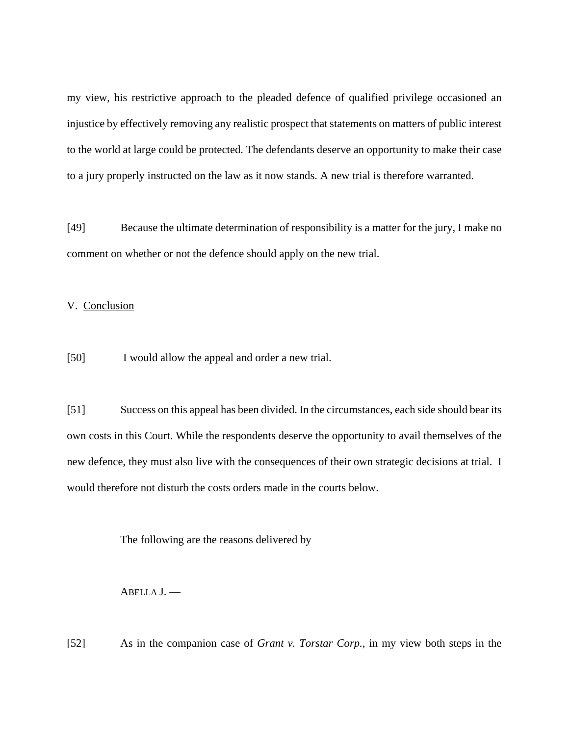my view, his restrictive approach to the pleaded defence of qualified privilege occasioned an injustice by effectively removing any realistic prospect that statements on matters of public interest to the world at large could be protected. The defendants deserve an opportunity to make their case to a jury properly instructed on the law as it now stands. A new trial is therefore warranted.

[49] Because the ultimate determination of responsibility is a matter for the jury, I make no comment on whether or not the defence should apply on the new trial.

V. Conclusion

[50] I would allow the appeal and order a new trial.

[51] Success on this appeal has been divided. In the circumstances, each side should bear its own costs in this Court. While the respondents deserve the opportunity to avail themselves of the new defence, they must also live with the consequences of their own strategic decisions at trial. I would therefore not disturb the costs orders made in the courts below.

The following are the reasons delivered by

ABELLA J. —

[52] As in the companion case of *Grant v. Torstar Corp.*, in my view both steps in the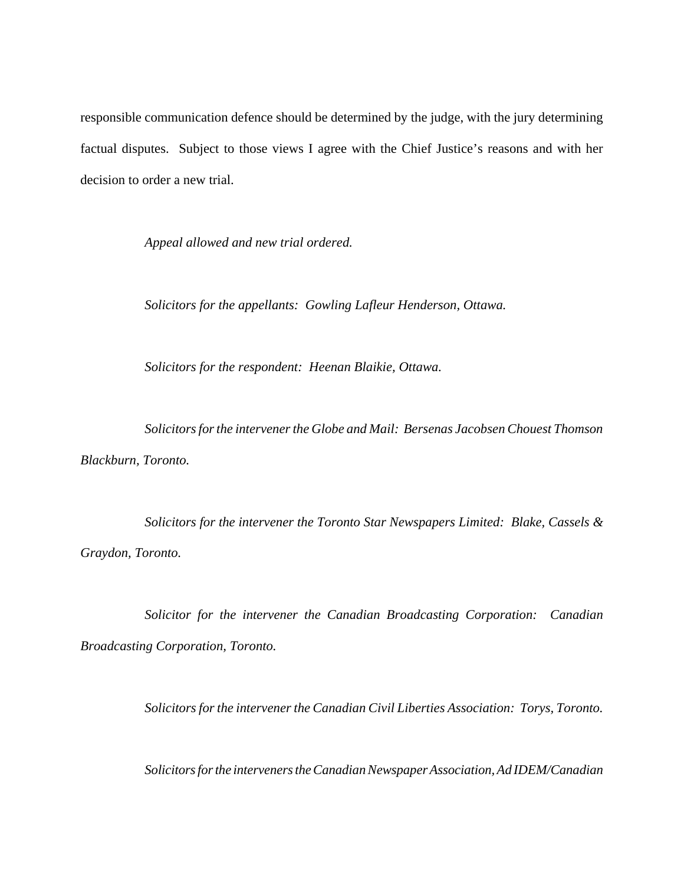responsible communication defence should be determined by the judge, with the jury determining factual disputes. Subject to those views I agree with the Chief Justice's reasons and with her decision to order a new trial.

*Appeal allowed and new trial ordered.*

*Solicitors for the appellants: Gowling Lafleur Henderson, Ottawa.*

*Solicitors for the respondent: Heenan Blaikie, Ottawa.*

*Solicitors for the intervener the Globe and Mail: Bersenas Jacobsen Chouest Thomson Blackburn, Toronto.*

*Solicitors for the intervener the Toronto Star Newspapers Limited: Blake, Cassels & Graydon, Toronto.*

*Solicitor for the intervener the Canadian Broadcasting Corporation: Canadian Broadcasting Corporation, Toronto.*

*Solicitors for the intervener the Canadian Civil Liberties Association: Torys, Toronto.*

*Solicitors for the interveners the Canadian Newspaper Association, Ad IDEM/Canadian*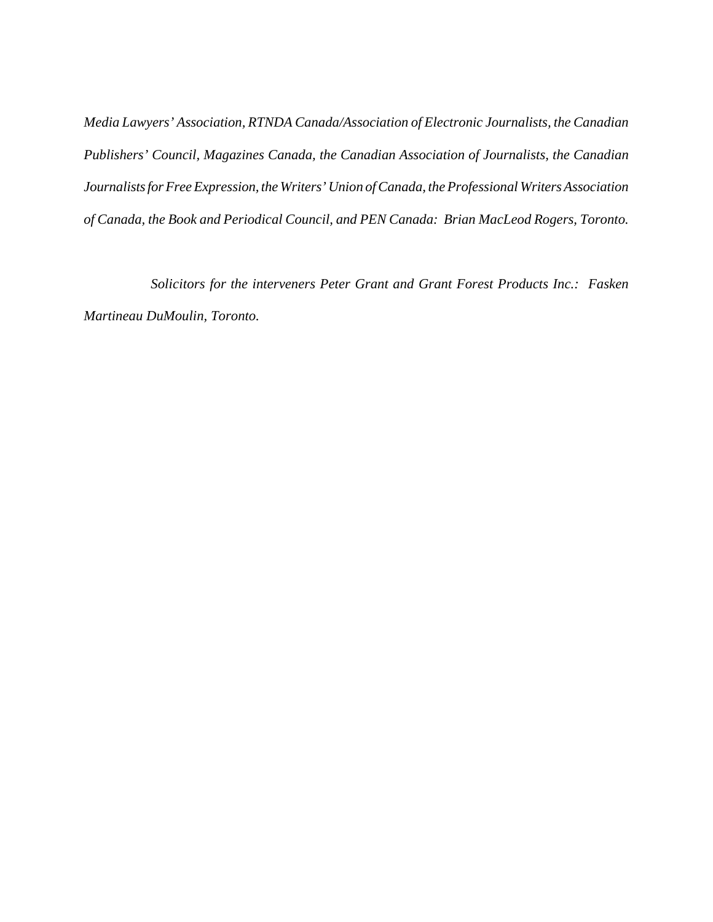*Media Lawyers' Association, RTNDA Canada/Association of Electronic Journalists, the Canadian Publishers' Council, Magazines Canada, the Canadian Association of Journalists, the Canadian Journalists for Free Expression, the Writers' Union of Canada, the Professional Writers Association of Canada, the Book and Periodical Council, and PEN Canada: Brian MacLeod Rogers, Toronto.*

*Solicitors for the interveners Peter Grant and Grant Forest Products Inc.: Fasken Martineau DuMoulin, Toronto.*